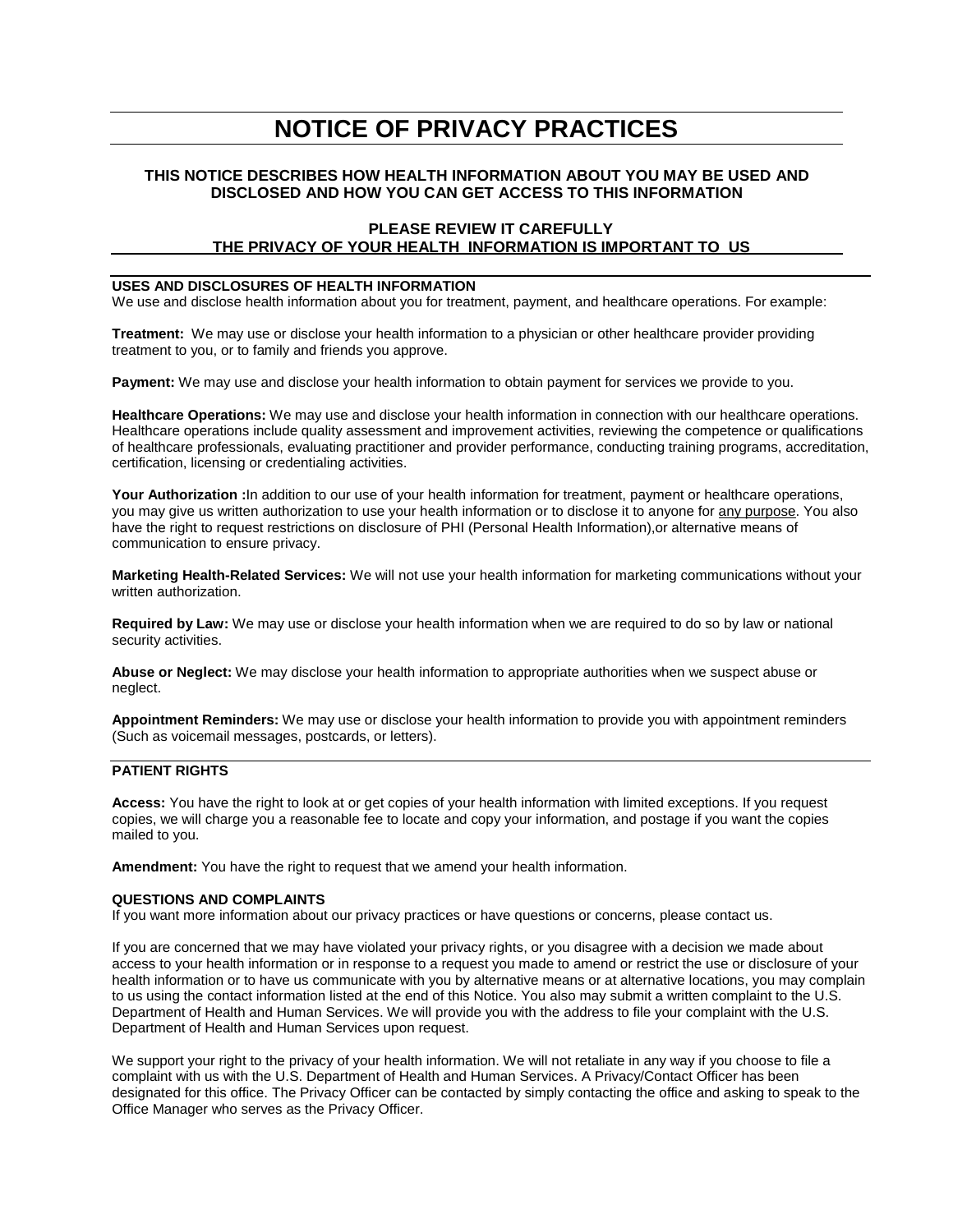# NOTICE OF PRIVACY PRACTICES

**THIS NOTICE DESCRIBES HOW HEALTH INFORMATION ABOUT YOU MAY BE USED AND DISCLOSED AND HOW YOU CAN GET ACCESS TO THIS INFORMATION**

**PLEASE REVIEW IT CAREFULLY**
**THE PRIVACY OF YOUR HEALTH INFORMATION IS IMPORTANT TO US**

## USES AND DISCLOSURES OF HEALTH INFORMATION

We use and disclose health information about you for treatment, payment, and healthcare operations. For example:

**Treatment:** We may use or disclose your health information to a physician or other healthcare provider providing treatment to you, or to family and friends you approve.

**Payment:** We may use and disclose your health information to obtain payment for services we provide to you.

**Healthcare Operations:** We may use and disclose your health information in connection with our healthcare operations. Healthcare operations include quality assessment and improvement activities, reviewing the competence or qualifications of healthcare professionals, evaluating practitioner and provider performance, conducting training programs, accreditation, certification, licensing or credentialing activities.

**Your Authorization :**In addition to our use of your health information for treatment, payment or healthcare operations, you may give us written authorization to use your health information or to disclose it to anyone for <u>any purpose</u>. You also have the right to request restrictions on disclosure of PHI (Personal Health Information),or alternative means of communication to ensure privacy.

**Marketing Health-Related Services:** We will not use your health information for marketing communications without your written authorization.

**Required by Law:** We may use or disclose your health information when we are required to do so by law or national security activities.

**Abuse or Neglect:** We may disclose your health information to appropriate authorities when we suspect abuse or neglect.

**Appointment Reminders:** We may use or disclose your health information to provide you with appointment reminders (Such as voicemail messages, postcards, or letters).

## PATIENT RIGHTS

**Access:** You have the right to look at or get copies of your health information with limited exceptions. If you request copies, we will charge you a reasonable fee to locate and copy your information, and postage if you want the copies mailed to you.

**Amendment:** You have the right to request that we amend your health information.

## QUESTIONS AND COMPLAINTS

If you want more information about our privacy practices or have questions or concerns, please contact us.

If you are concerned that we may have violated your privacy rights, or you disagree with a decision we made about access to your health information or in response to a request you made to amend or restrict the use or disclosure of your health information or to have us communicate with you by alternative means or at alternative locations, you may complain to us using the contact information listed at the end of this Notice. You also may submit a written complaint to the U.S. Department of Health and Human Services. We will provide you with the address to file your complaint with the U.S. Department of Health and Human Services upon request.

We support your right to the privacy of your health information. We will not retaliate in any way if you choose to file a complaint with us with the U.S. Department of Health and Human Services. A Privacy/Contact Officer has been designated for this office. The Privacy Officer can be contacted by simply contacting the office and asking to speak to the Office Manager who serves as the Privacy Officer.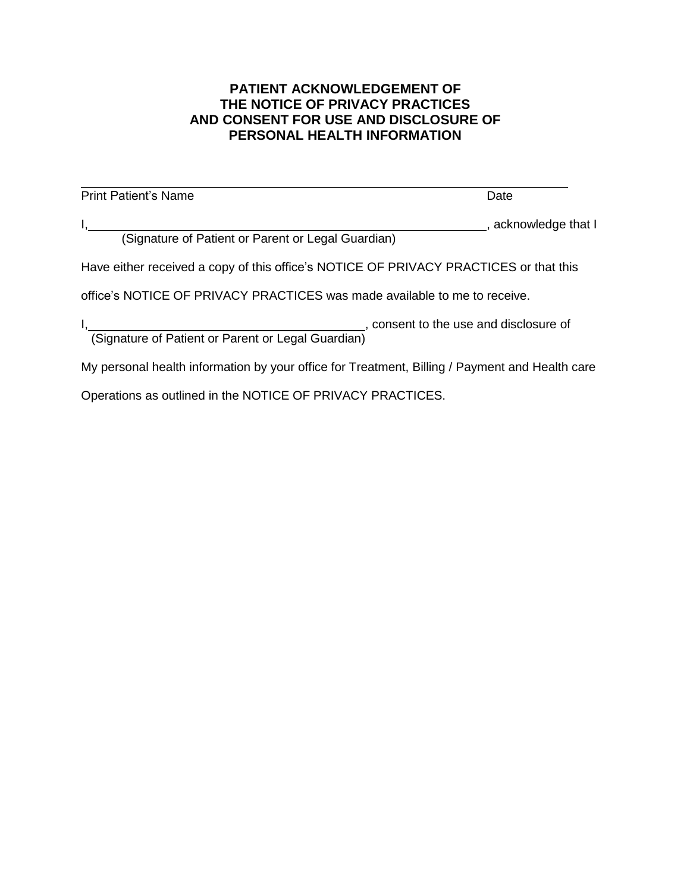# PATIENT ACKNOWLEDGEMENT OF THE NOTICE OF PRIVACY PRACTICES AND CONSENT FOR USE AND DISCLOSURE OF PERSONAL HEALTH INFORMATION

______________________________________________________________________

Print Patient's Name                                                                                                    Date

I, ____________________________________________________________, acknowledge that I
(Signature of Patient or Parent or Legal Guardian)

Have either received a copy of this office's NOTICE OF PRIVACY PRACTICES or that this

office's NOTICE OF PRIVACY PRACTICES was made available to me to receive.

I, ________________________________________, consent to the use and disclosure of
(Signature of Patient or Parent or Legal Guardian)

My personal health information by your office for Treatment, Billing / Payment and Health care

Operations as outlined in the NOTICE OF PRIVACY PRACTICES.